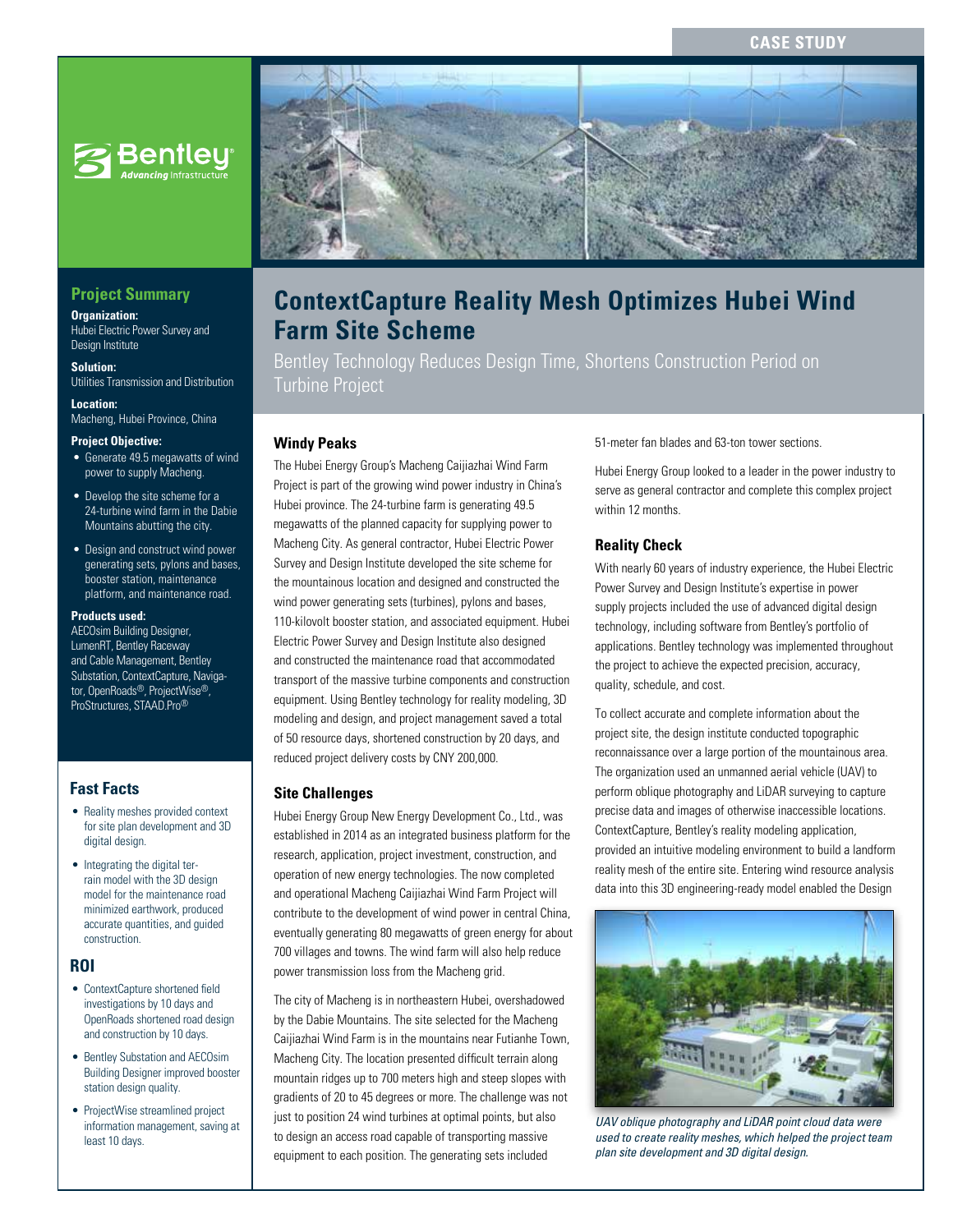CASE STUDY

# ContextCapture Reality Mesh Optimizes Hubei Wind Farm Site Scheme

Bentley Technology Reduces Design Time, Shortens Construction Period on Turbine Project

## Project Summary

**Organization:**
Hubei Electric Power Survey and Design Institute

**Solution:**
Utilities Transmission and Distribution

**Location:**
Macheng, Hubei Province, China

**Project Objective:**

- Generate 49.5 megawatts of wind power to supply Macheng.
- Develop the site scheme for a 24-turbine wind farm in the Dabie Mountains abutting the city.
- Design and construct wind power generating sets, pylons and bases, booster station, maintenance platform, and maintenance road.

**Products used:**
AECOsim Building Designer, LumenRT, Bentley Raceway and Cable Management, Bentley Substation, ContextCapture, Navigator, OpenRoads®, ProjectWise®, ProStructures, STAAD.Pro®

## Fast Facts

- Reality meshes provided context for site plan development and 3D digital design.
- Integrating the digital terrain model with the 3D design model for the maintenance road minimized earthwork, produced accurate quantities, and guided construction.

## ROI

- ContextCapture shortened field investigations by 10 days and OpenRoads shortened road design and construction by 10 days.
- Bentley Substation and AECOsim Building Designer improved booster station design quality.
- ProjectWise streamlined project information management, saving at least 10 days.

### Windy Peaks

The Hubei Energy Group's Macheng Caijiazhai Wind Farm Project is part of the growing wind power industry in China's Hubei province. The 24-turbine farm is generating 49.5 megawatts of the planned capacity for supplying power to Macheng City. As general contractor, Hubei Electric Power Survey and Design Institute developed the site scheme for the mountainous location and designed and constructed the wind power generating sets (turbines), pylons and bases, 110-kilovolt booster station, and associated equipment. Hubei Electric Power Survey and Design Institute also designed and constructed the maintenance road that accommodated transport of the massive turbine components and construction equipment. Using Bentley technology for reality modeling, 3D modeling and design, and project management saved a total of 50 resource days, shortened construction by 20 days, and reduced project delivery costs by CNY 200,000.

### Site Challenges

Hubei Energy Group New Energy Development Co., Ltd., was established in 2014 as an integrated business platform for the research, application, project investment, construction, and operation of new energy technologies. The now completed and operational Macheng Caijiazhai Wind Farm Project will contribute to the development of wind power in central China, eventually generating 80 megawatts of green energy for about 700 villages and towns. The wind farm will also help reduce power transmission loss from the Macheng grid.

The city of Macheng is in northeastern Hubei, overshadowed by the Dabie Mountains. The site selected for the Macheng Caijiazhai Wind Farm is in the mountains near Futianhe Town, Macheng City. The location presented difficult terrain along mountain ridges up to 700 meters high and steep slopes with gradients of 20 to 45 degrees or more. The challenge was not just to position 24 wind turbines at optimal points, but also to design an access road capable of transporting massive equipment to each position. The generating sets included 51-meter fan blades and 63-ton tower sections.

Hubei Energy Group looked to a leader in the power industry to serve as general contractor and complete this complex project within 12 months.

### Reality Check

With nearly 60 years of industry experience, the Hubei Electric Power Survey and Design Institute's expertise in power supply projects included the use of advanced digital design technology, including software from Bentley's portfolio of applications. Bentley technology was implemented throughout the project to achieve the expected precision, accuracy, quality, schedule, and cost.

To collect accurate and complete information about the project site, the design institute conducted topographic reconnaissance over a large portion of the mountainous area. The organization used an unmanned aerial vehicle (UAV) to perform oblique photography and LiDAR surveying to capture precise data and images of otherwise inaccessible locations. ContextCapture, Bentley's reality modeling application, provided an intuitive modeling environment to build a landform reality mesh of the entire site. Entering wind resource analysis data into this 3D engineering-ready model enabled the Design

*UAV oblique photography and LiDAR point cloud data were used to create reality meshes, which helped the project team plan site development and 3D digital design.*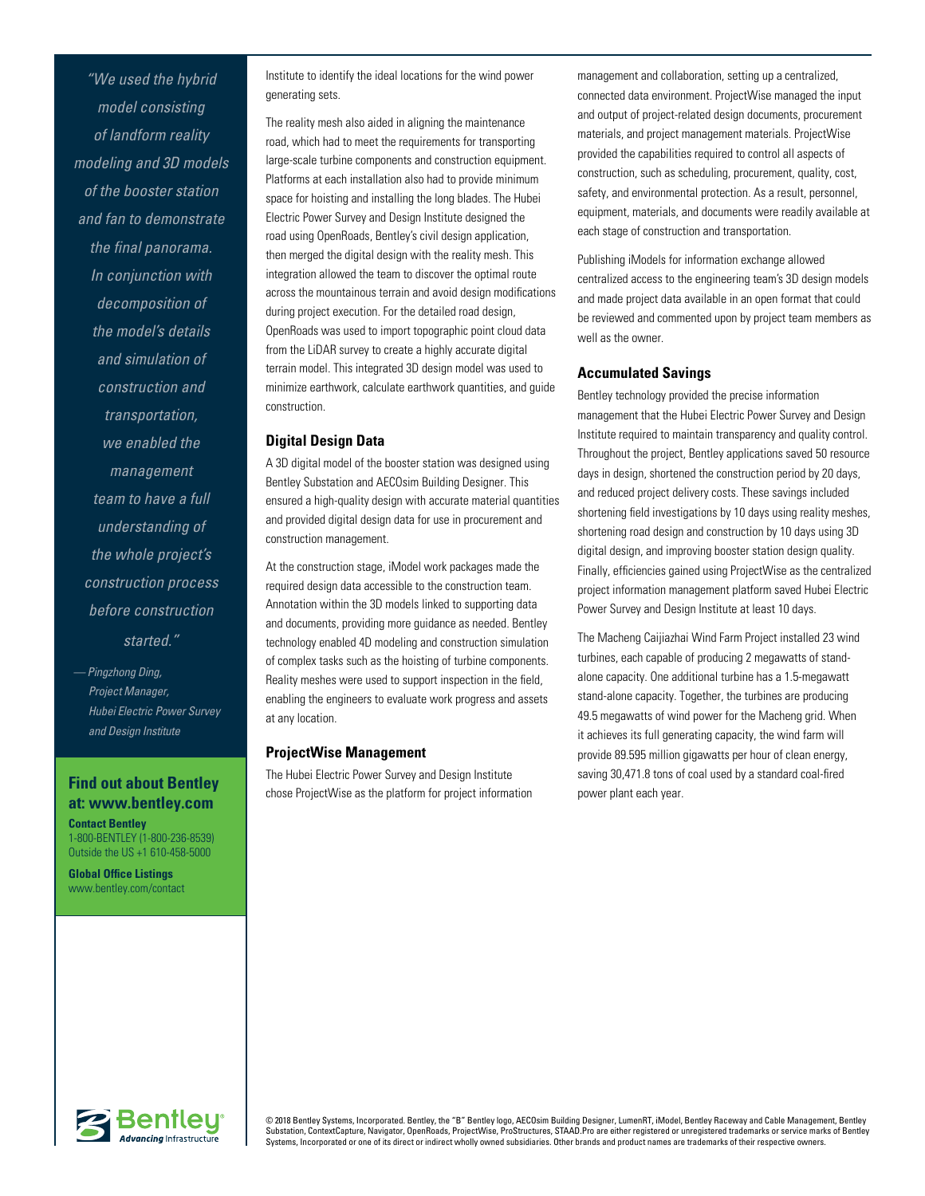*"We used the hybrid model consisting of landform reality modeling and 3D models of the booster station and fan to demonstrate the final panorama. In conjunction with decomposition of the model's details and simulation of construction and transportation, we enabled the management team to have a full understanding of the whole project's construction process before construction started."*

*— Pingzhong Ding, Project Manager, Hubei Electric Power Survey and Design Institute*

Institute to identify the ideal locations for the wind power generating sets.

The reality mesh also aided in aligning the maintenance road, which had to meet the requirements for transporting large-scale turbine components and construction equipment. Platforms at each installation also had to provide minimum space for hoisting and installing the long blades. The Hubei Electric Power Survey and Design Institute designed the road using OpenRoads, Bentley's civil design application, then merged the digital design with the reality mesh. This integration allowed the team to discover the optimal route across the mountainous terrain and avoid design modifications during project execution. For the detailed road design, OpenRoads was used to import topographic point cloud data from the LiDAR survey to create a highly accurate digital terrain model. This integrated 3D design model was used to minimize earthwork, calculate earthwork quantities, and guide construction.

### Digital Design Data

A 3D digital model of the booster station was designed using Bentley Substation and AECOsim Building Designer. This ensured a high-quality design with accurate material quantities and provided digital design data for use in procurement and construction management.

At the construction stage, iModel work packages made the required design data accessible to the construction team. Annotation within the 3D models linked to supporting data and documents, providing more guidance as needed. Bentley technology enabled 4D modeling and construction simulation of complex tasks such as the hoisting of turbine components. Reality meshes were used to support inspection in the field, enabling the engineers to evaluate work progress and assets at any location.

### ProjectWise Management

The Hubei Electric Power Survey and Design Institute chose ProjectWise as the platform for project information management and collaboration, setting up a centralized, connected data environment. ProjectWise managed the input and output of project-related design documents, procurement materials, and project management materials. ProjectWise provided the capabilities required to control all aspects of construction, such as scheduling, procurement, quality, cost, safety, and environmental protection. As a result, personnel, equipment, materials, and documents were readily available at each stage of construction and transportation.

Publishing iModels for information exchange allowed centralized access to the engineering team's 3D design models and made project data available in an open format that could be reviewed and commented upon by project team members as well as the owner.

### Accumulated Savings

Bentley technology provided the precise information management that the Hubei Electric Power Survey and Design Institute required to maintain transparency and quality control. Throughout the project, Bentley applications saved 50 resource days in design, shortened the construction period by 20 days, and reduced project delivery costs. These savings included shortening field investigations by 10 days using reality meshes, shortening road design and construction by 10 days using 3D digital design, and improving booster station design quality. Finally, efficiencies gained using ProjectWise as the centralized project information management platform saved Hubei Electric Power Survey and Design Institute at least 10 days.

The Macheng Caijiazhai Wind Farm Project installed 23 wind turbines, each capable of producing 2 megawatts of stand-alone capacity. One additional turbine has a 1.5-megawatt stand-alone capacity. Together, the turbines are producing 49.5 megawatts of wind power for the Macheng grid. When it achieves its full generating capacity, the wind farm will provide 89.595 million gigawatts per hour of clean energy, saving 30,471.8 tons of coal used by a standard coal-fired power plant each year.

## Find out about Bentley at: www.bentley.com

**Contact Bentley**
1-800-BENTLEY (1-800-236-8539)
Outside the US +1 610-458-5000

**Global Office Listings**
www.bentley.com/contact

© 2018 Bentley Systems, Incorporated. Bentley, the "B" Bentley logo, AECOsim Building Designer, LumenRT, iModel, Bentley Raceway and Cable Management, Bentley Substation, ContextCapture, Navigator, OpenRoads, ProjectWise, ProStructures, STAAD.Pro are either registered or unregistered trademarks or service marks of Bentley Systems, Incorporated or one of its direct or indirect wholly owned subsidiaries. Other brands and product names are trademarks of their respective owners.